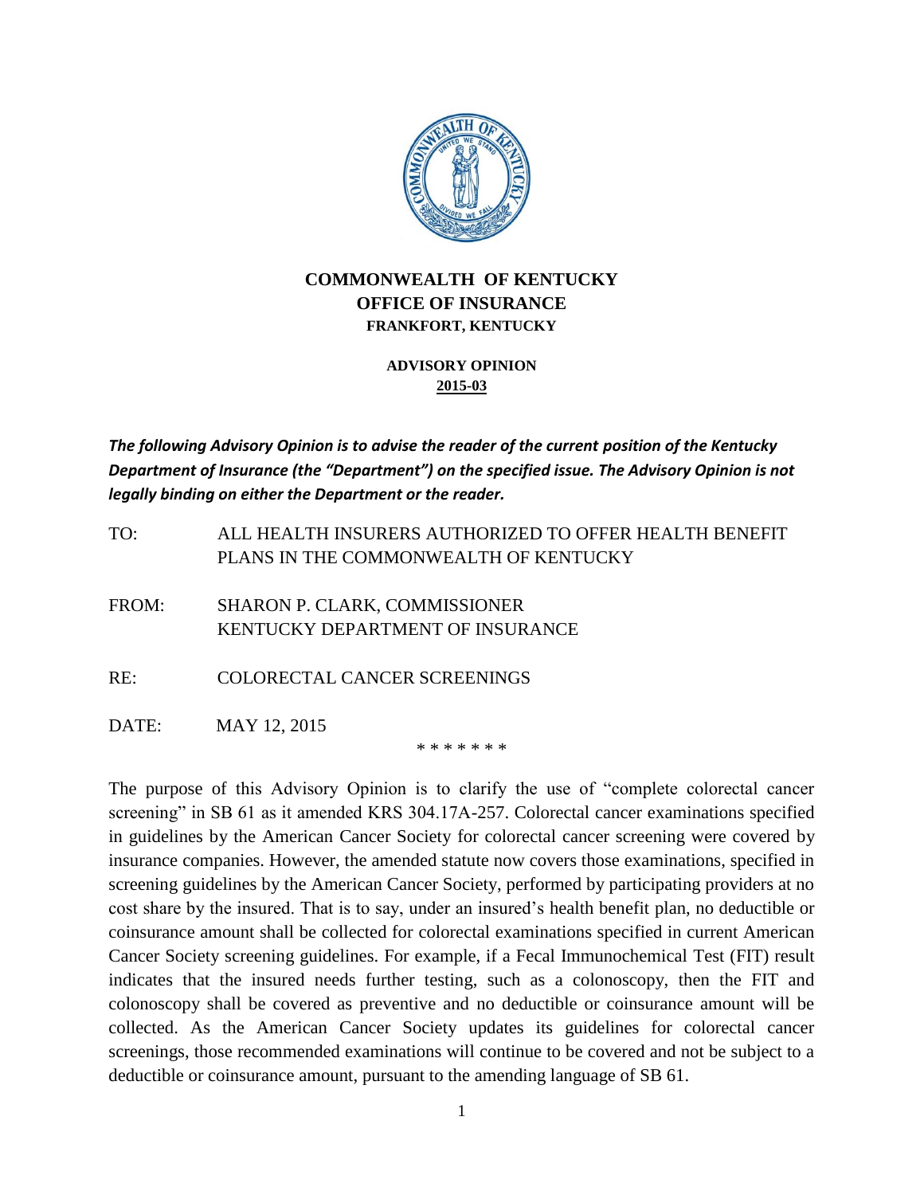# COMMONWEALTH OF KENTUCKY
## OFFICE OF INSURANCE
### FRANKFORT, KENTUCKY

**ADVISORY OPINION**
**2015-03**

***The following Advisory Opinion is to advise the reader of the current position of the Kentucky Department of Insurance (the "Department") on the specified issue. The Advisory Opinion is not legally binding on either the Department or the reader.***

TO: ALL HEALTH INSURERS AUTHORIZED TO OFFER HEALTH BENEFIT PLANS IN THE COMMONWEALTH OF KENTUCKY

FROM: SHARON P. CLARK, COMMISSIONER
KENTUCKY DEPARTMENT OF INSURANCE

RE: COLORECTAL CANCER SCREENINGS

DATE: MAY 12, 2015

* * * * * * *

The purpose of this Advisory Opinion is to clarify the use of "complete colorectal cancer screening" in SB 61 as it amended KRS 304.17A-257. Colorectal cancer examinations specified in guidelines by the American Cancer Society for colorectal cancer screening were covered by insurance companies. However, the amended statute now covers those examinations, specified in screening guidelines by the American Cancer Society, performed by participating providers at no cost share by the insured. That is to say, under an insured's health benefit plan, no deductible or coinsurance amount shall be collected for colorectal examinations specified in current American Cancer Society screening guidelines. For example, if a Fecal Immunochemical Test (FIT) result indicates that the insured needs further testing, such as a colonoscopy, then the FIT and colonoscopy shall be covered as preventive and no deductible or coinsurance amount will be collected. As the American Cancer Society updates its guidelines for colorectal cancer screenings, those recommended examinations will continue to be covered and not be subject to a deductible or coinsurance amount, pursuant to the amending language of SB 61.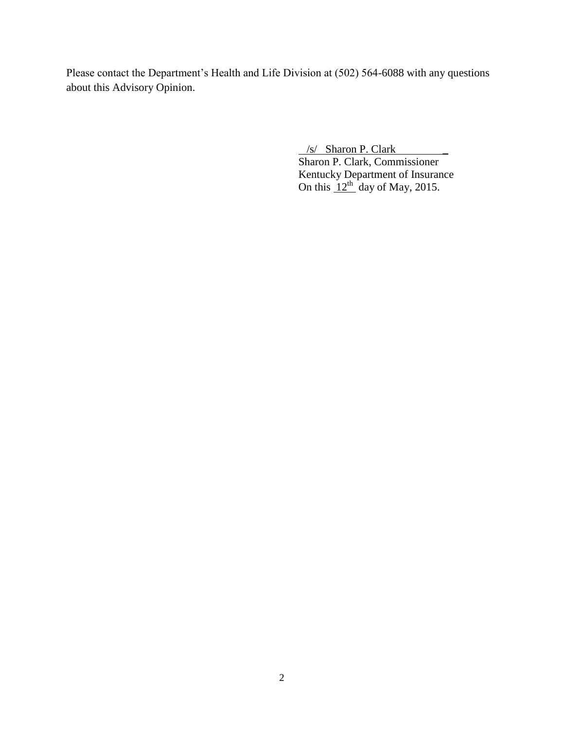Please contact the Department's Health and Life Division at (502) 564-6088 with any questions about this Advisory Opinion.

/s/ Sharon P. Clark
Sharon P. Clark, Commissioner
Kentucky Department of Insurance
On this 12th day of May, 2015.